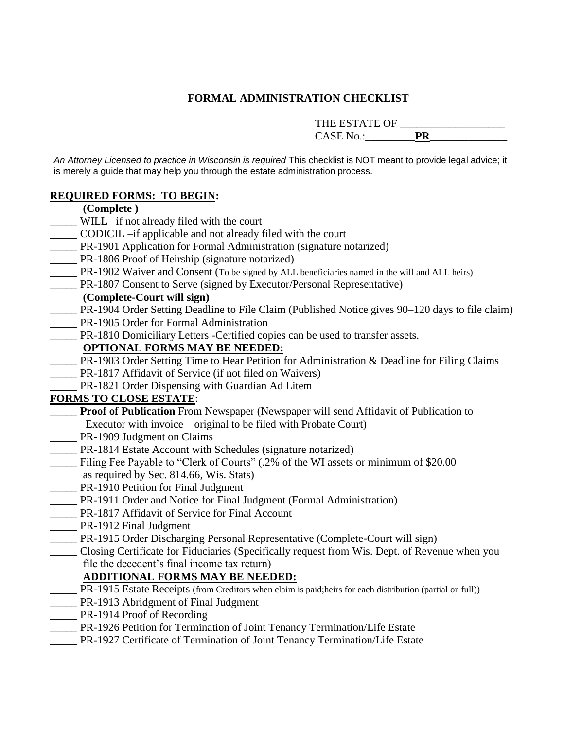# FORMAL ADMINISTRATION CHECKLIST

THE ESTATE OF ___________________
CASE No.:_________**PR**______________

*An Attorney Licensed to practice in Wisconsin is required* This checklist is NOT meant to provide legal advice; it is merely a guide that may help you through the estate administration process.

## REQUIRED FORMS: TO BEGIN:

**(Complete )**

_____ WILL –if not already filed with the court
_____ CODICIL –if applicable and not already filed with the court
_____ PR-1901 Application for Formal Administration (signature notarized)
_____ PR-1806 Proof of Heirship (signature notarized)
_____ PR-1902 Waiver and Consent (To be signed by ALL beneficiaries named in the will and ALL heirs)
_____ PR-1807 Consent to Serve (signed by Executor/Personal Representative)

**(Complete-Court will sign)**

_____ PR-1904 Order Setting Deadline to File Claim (Published Notice gives 90–120 days to file claim)
_____ PR-1905 Order for Formal Administration
_____ PR-1810 Domiciliary Letters -Certified copies can be used to transfer assets.

### OPTIONAL FORMS MAY BE NEEDED:

_____ PR-1903 Order Setting Time to Hear Petition for Administration & Deadline for Filing Claims
_____ PR-1817 Affidavit of Service (if not filed on Waivers)
_____ PR-1821 Order Dispensing with Guardian Ad Litem

## FORMS TO CLOSE ESTATE:

_____ **Proof of Publication** From Newspaper (Newspaper will send Affidavit of Publication to Executor with invoice – original to be filed with Probate Court)
_____ PR-1909 Judgment on Claims
_____ PR-1814 Estate Account with Schedules (signature notarized)
_____ Filing Fee Payable to "Clerk of Courts" (.2% of the WI assets or minimum of $20.00 as required by Sec. 814.66, Wis. Stats)
_____ PR-1910 Petition for Final Judgment
_____ PR-1911 Order and Notice for Final Judgment (Formal Administration)
_____ PR-1817 Affidavit of Service for Final Account
_____ PR-1912 Final Judgment
_____ PR-1915 Order Discharging Personal Representative (Complete-Court will sign)
_____ Closing Certificate for Fiduciaries (Specifically request from Wis. Dept. of Revenue when you file the decedent's final income tax return)

### ADDITIONAL FORMS MAY BE NEEDED:

_____ PR-1915 Estate Receipts (from Creditors when claim is paid;heirs for each distribution (partial or full))
_____ PR-1913 Abridgment of Final Judgment
_____ PR-1914 Proof of Recording
_____ PR-1926 Petition for Termination of Joint Tenancy Termination/Life Estate
_____ PR-1927 Certificate of Termination of Joint Tenancy Termination/Life Estate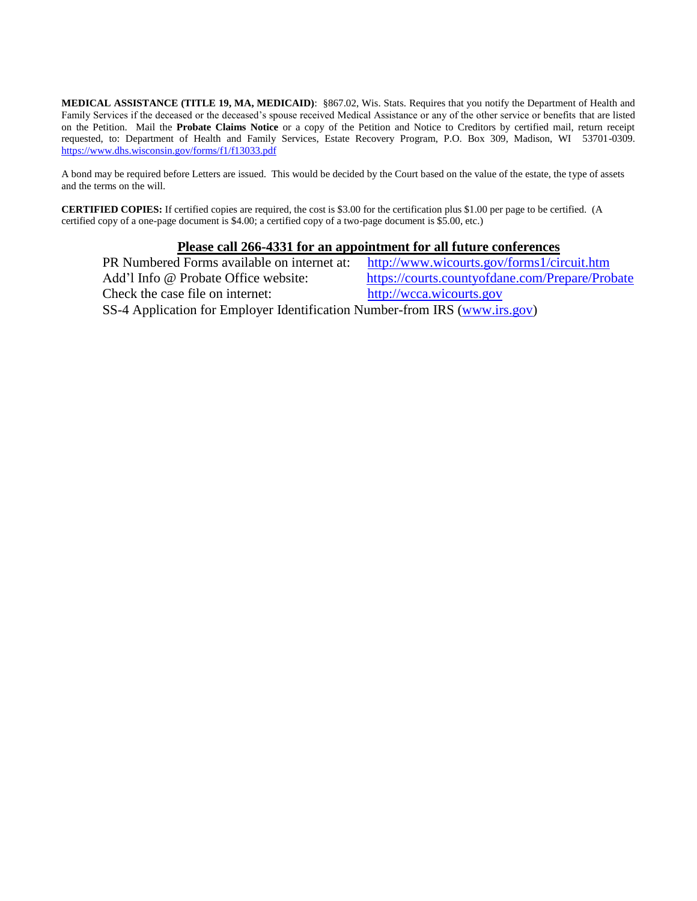**MEDICAL ASSISTANCE (TITLE 19, MA, MEDICAID)**: §867.02, Wis. Stats. Requires that you notify the Department of Health and Family Services if the deceased or the deceased's spouse received Medical Assistance or any of the other service or benefits that are listed on the Petition. Mail the **Probate Claims Notice** or a copy of the Petition and Notice to Creditors by certified mail, return receipt requested, to: Department of Health and Family Services, Estate Recovery Program, P.O. Box 309, Madison, WI 53701-0309. https://www.dhs.wisconsin.gov/forms/f1/f13033.pdf

A bond may be required before Letters are issued. This would be decided by the Court based on the value of the estate, the type of assets and the terms on the will.

**CERTIFIED COPIES:** If certified copies are required, the cost is $3.00 for the certification plus $1.00 per page to be certified. (A certified copy of a one-page document is $4.00; a certified copy of a two-page document is $5.00, etc.)

**Please call 266-4331 for an appointment for all future conferences**

PR Numbered Forms available on internet at: http://www.wicourts.gov/forms1/circuit.htm
Add'l Info @ Probate Office website: https://courts.countyofdane.com/Prepare/Probate
Check the case file on internet: http://wcca.wicourts.gov
SS-4 Application for Employer Identification Number-from IRS (www.irs.gov)